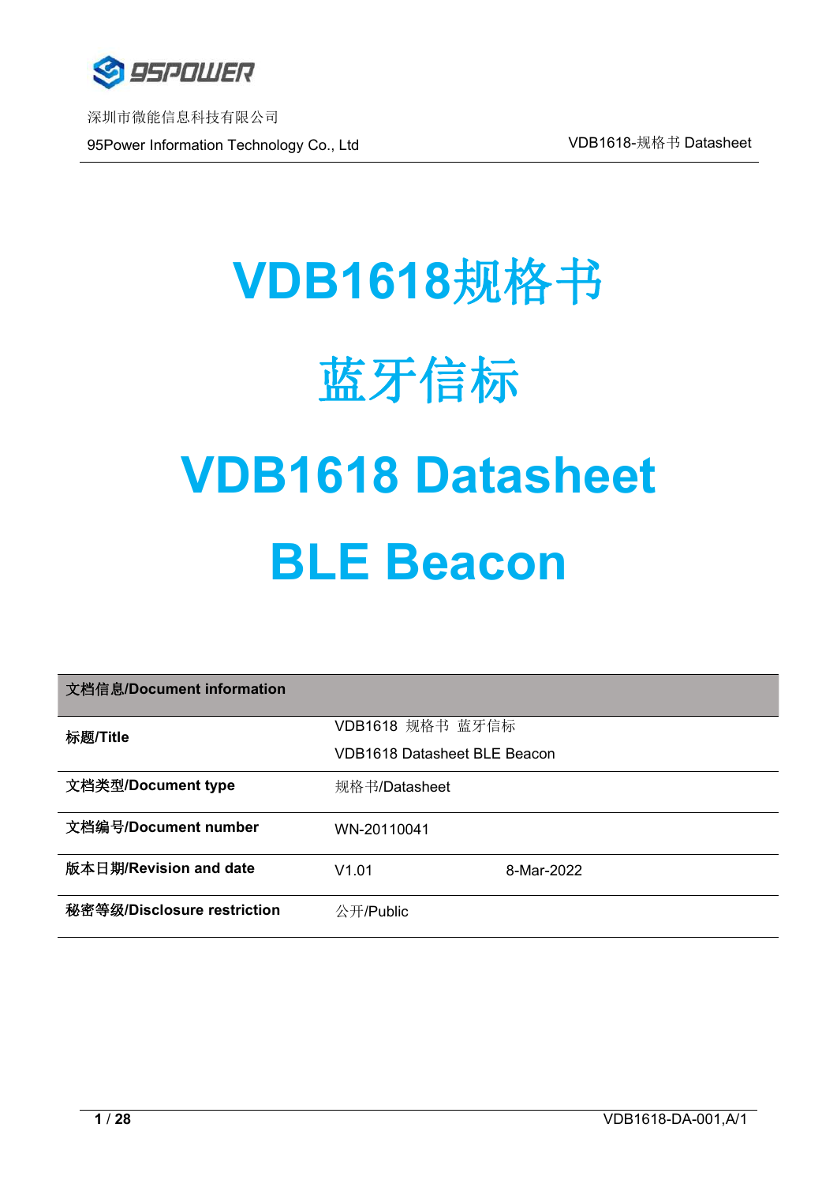# VDB1618规格书

# 蓝牙信标

# VDB1618 Datasheet

# BLE Beacon

| 文档信息/Document information | | |
|---|---|---|
| 标题/Title | VDB1618 规格书 蓝牙信标<br>VDB1618 Datasheet BLE Beacon | |
| 文档类型/Document type | 规格书/Datasheet | |
| 文档编号/Document number | WN-20110041 | |
| 版本日期/Revision and date | V1.01 | 8-Mar-2022 |
| 秘密等级/Disclosure restriction | 公开/Public | |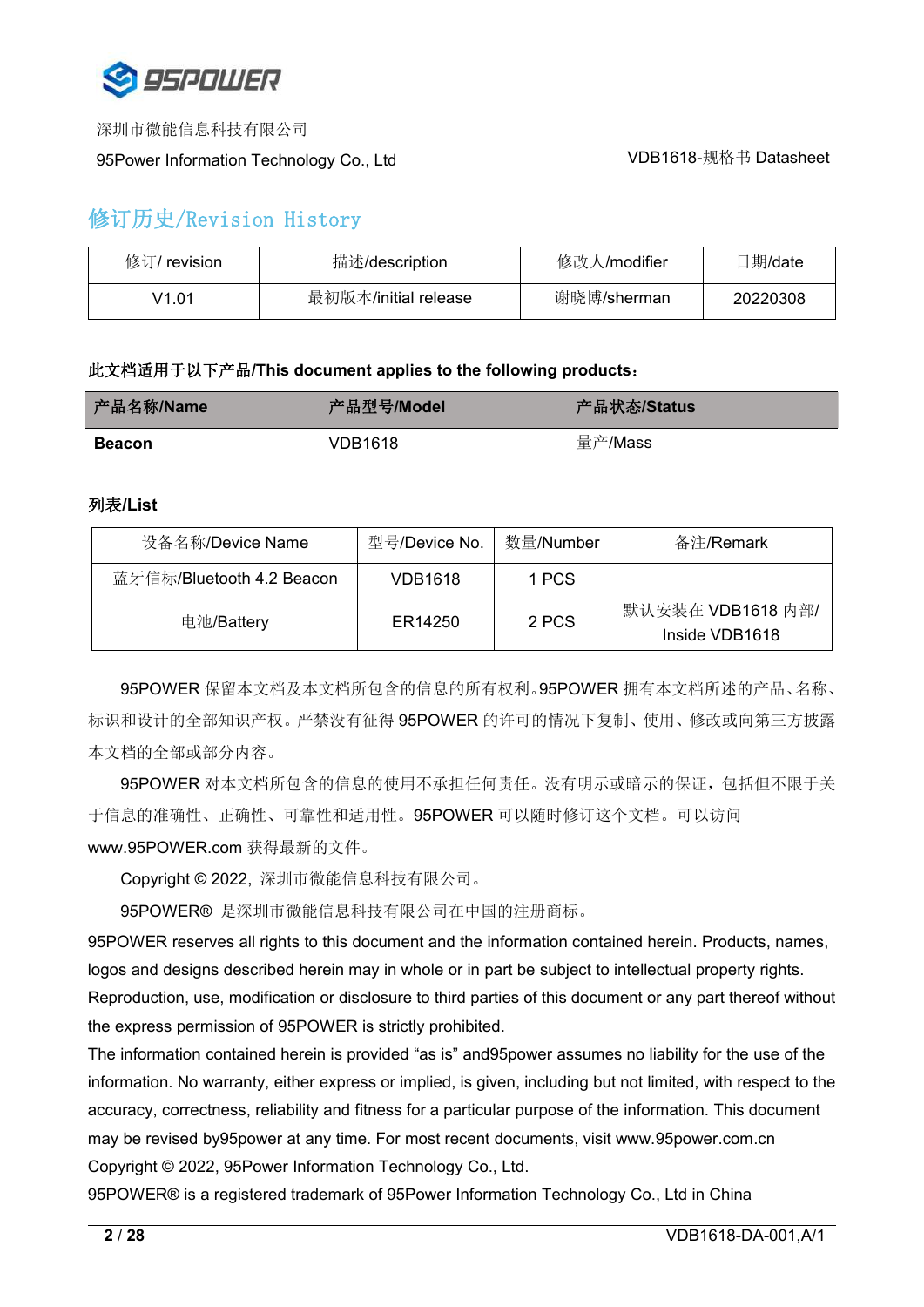## 修订历史/Revision History

| 修订/ revision | 描述/description | 修改人/modifier | 日期/date |
|---|---|---|---|
| V1.01 | 最初版本/initial release | 谢晓博/sherman | 20220308 |

**此文档适用于以下产品/This document applies to the following products：**

| 产品名称/Name | 产品型号/Model | 产品状态/Status |
|---|---|---|
| **Beacon** | VDB1618 | 量产/Mass |

**列表/List**

| 设备名称/Device Name | 型号/Device No. | 数量/Number | 备注/Remark |
|---|---|---|---|
| 蓝牙信标/Bluetooth 4.2 Beacon | VDB1618 | 1 PCS | |
| 电池/Battery | ER14250 | 2 PCS | 默认安装在 VDB1618 内部/ Inside VDB1618 |

95POWER 保留本文档及本文档所包含的信息的所有权利。95POWER 拥有本文档所述的产品、名称、标识和设计的全部知识产权。严禁没有征得 95POWER 的许可的情况下复制、使用、修改或向第三方披露本文档的全部或部分内容。

95POWER 对本文档所包含的信息的使用不承担任何责任。没有明示或暗示的保证，包括但不限于关于信息的准确性、正确性、可靠性和适用性。95POWER 可以随时修订这个文档。可以访问 www.95POWER.com 获得最新的文件。

Copyright © 2022，深圳市微能信息科技有限公司。

95POWER® 是深圳市微能信息科技有限公司在中国的注册商标。

95POWER reserves all rights to this document and the information contained herein. Products, names, logos and designs described herein may in whole or in part be subject to intellectual property rights. Reproduction, use, modification or disclosure to third parties of this document or any part thereof without the express permission of 95POWER is strictly prohibited.

The information contained herein is provided “as is” and95power assumes no liability for the use of the information. No warranty, either express or implied, is given, including but not limited, with respect to the accuracy, correctness, reliability and fitness for a particular purpose of the information. This document may be revised by95power at any time. For most recent documents, visit www.95power.com.cn

Copyright © 2022, 95Power Information Technology Co., Ltd.

95POWER® is a registered trademark of 95Power Information Technology Co., Ltd in China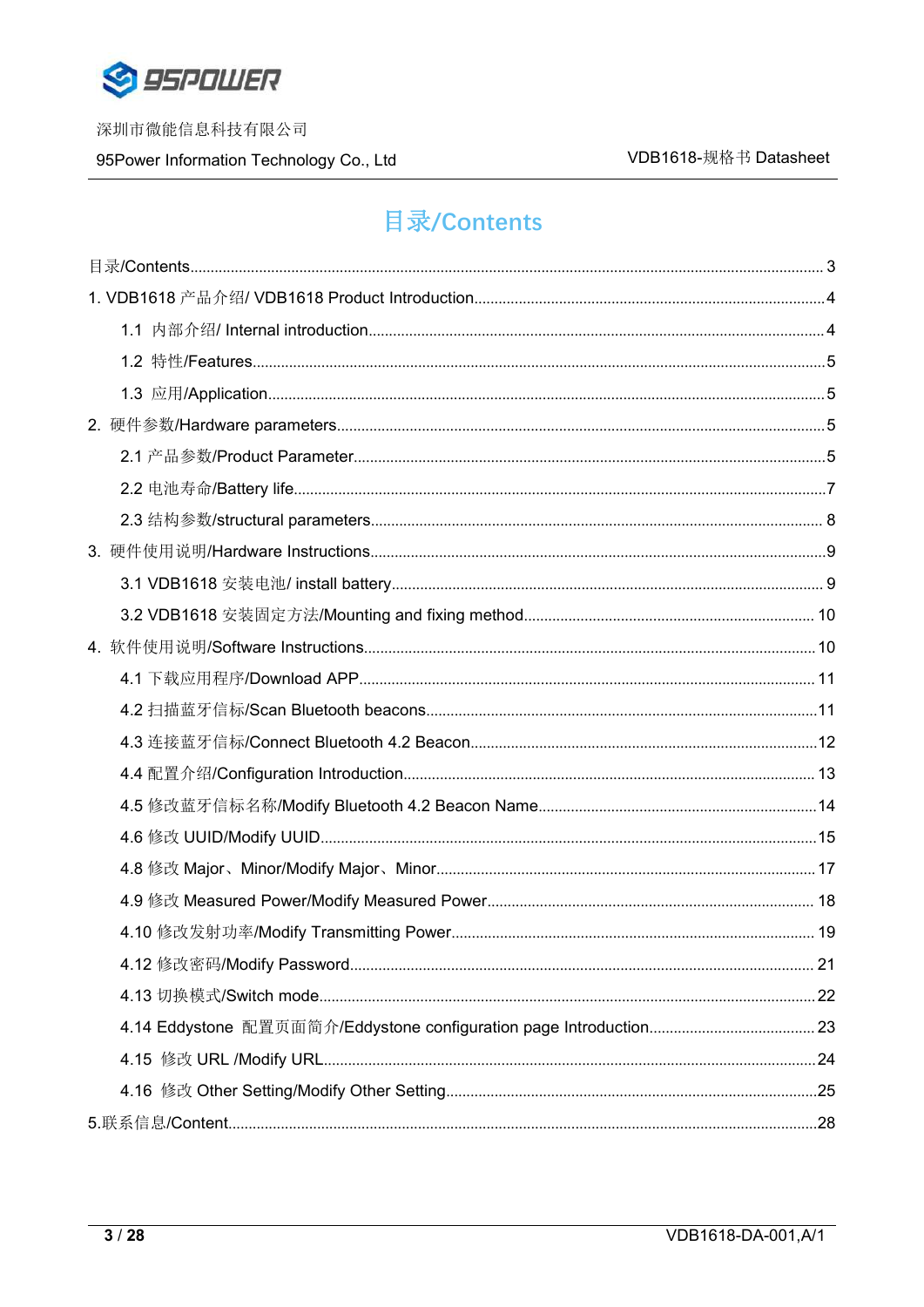# 目录/Contents

目录/Contents ........ 3

1. VDB1618 产品介绍/ VDB1618 Product Introduction ........ 4
   - 1.1 内部介绍/ Internal introduction ........ 4
   - 1.2 特性/Features ........ 5
   - 1.3 应用/Application ........ 5
2. 硬件参数/Hardware parameters ........ 5
   - 2.1 产品参数/Product Parameter ........ 5
   - 2.2 电池寿命/Battery life ........ 7
   - 2.3 结构参数/structural parameters ........ 8
3. 硬件使用说明/Hardware Instructions ........ 9
   - 3.1 VDB1618 安装电池/ install battery ........ 9
   - 3.2 VDB1618 安装固定方法/Mounting and fixing method ........ 10
4. 软件使用说明/Software Instructions ........ 10
   - 4.1 下载应用程序/Download APP ........ 11
   - 4.2 扫描蓝牙信标/Scan Bluetooth beacons ........ 11
   - 4.3 连接蓝牙信标/Connect Bluetooth 4.2 Beacon ........ 12
   - 4.4 配置介绍/Configuration Introduction ........ 13
   - 4.5 修改蓝牙信标名称/Modify Bluetooth 4.2 Beacon Name ........ 14
   - 4.6 修改 UUID/Modify UUID ........ 15
   - 4.8 修改 Major、Minor/Modify Major、Minor ........ 17
   - 4.9 修改 Measured Power/Modify Measured Power ........ 18
   - 4.10 修改发射功率/Modify Transmitting Power ........ 19
   - 4.12 修改密码/Modify Password ........ 21
   - 4.13 切换模式/Switch mode ........ 22
   - 4.14 Eddystone 配置页面简介/Eddystone configuration page Introduction ........ 23
   - 4.15 修改 URL /Modify URL ........ 24
   - 4.16 修改 Other Setting/Modify Other Setting ........ 25

5.联系信息/Content ........ 28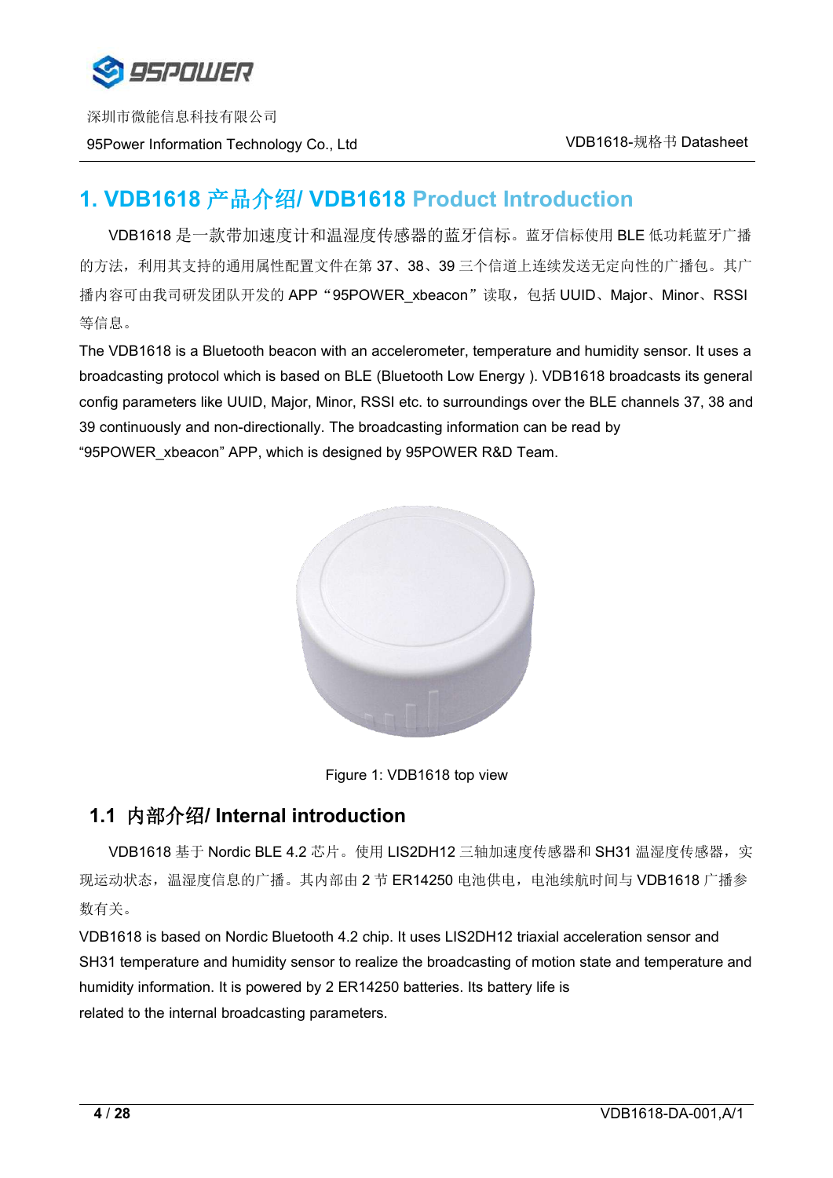# 1. VDB1618 产品介绍/ VDB1618 Product Introduction

VDB1618 是一款带加速度计和温湿度传感器的蓝牙信标。蓝牙信标使用 BLE 低功耗蓝牙广播的方法，利用其支持的通用属性配置文件在第 37、38、39 三个信道上连续发送无定向性的广播包。其广播内容可由我司研发团队开发的 APP“95POWER_xbeacon”读取，包括 UUID、Major、Minor、RSSI 等信息。

The VDB1618 is a Bluetooth beacon with an accelerometer, temperature and humidity sensor. It uses a broadcasting protocol which is based on BLE (Bluetooth Low Energy ). VDB1618 broadcasts its general config parameters like UUID, Major, Minor, RSSI etc. to surroundings over the BLE channels 37, 38 and 39 continuously and non-directionally. The broadcasting information can be read by “95POWER_xbeacon” APP, which is designed by 95POWER R&D Team.

Figure 1: VDB1618 top view

## 1.1 内部介绍/ Internal introduction

VDB1618 基于 Nordic BLE 4.2 芯片。使用 LIS2DH12 三轴加速度传感器和 SH31 温湿度传感器，实现运动状态，温湿度信息的广播。其内部由 2 节 ER14250 电池供电，电池续航时间与 VDB1618 广播参数有关。

VDB1618 is based on Nordic Bluetooth 4.2 chip. It uses LIS2DH12 triaxial acceleration sensor and SH31 temperature and humidity sensor to realize the broadcasting of motion state and temperature and humidity information. It is powered by 2 ER14250 batteries. Its battery life is related to the internal broadcasting parameters.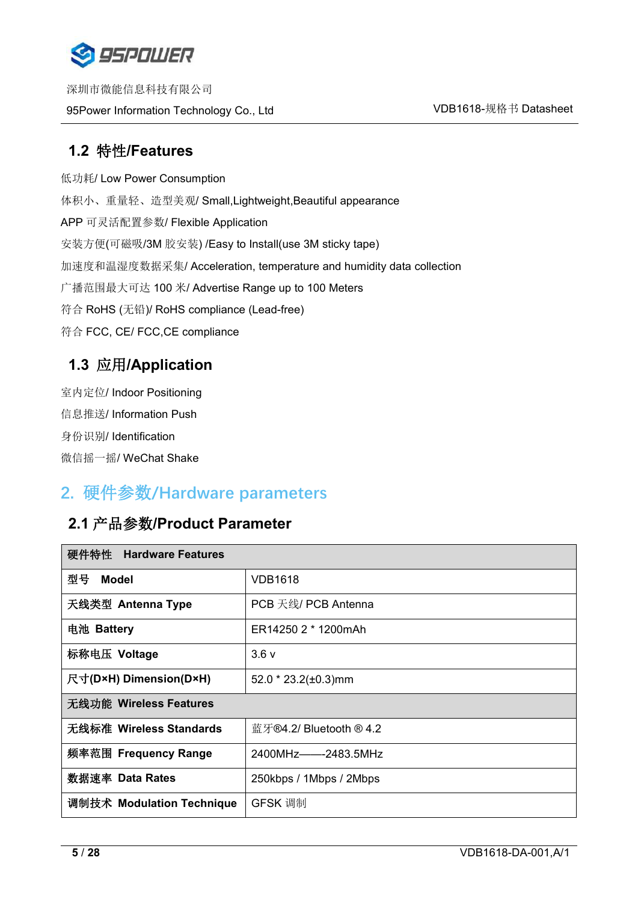## 1.2 特性/Features

低功耗/ Low Power Consumption

体积小、重量轻、造型美观/ Small,Lightweight,Beautiful appearance

APP 可灵活配置参数/ Flexible Application

安装方便(可磁吸/3M 胶安装) /Easy to Install(use 3M sticky tape)

加速度和温湿度数据采集/ Acceleration, temperature and humidity data collection

广播范围最大可达 100 米/ Advertise Range up to 100 Meters

符合 RoHS (无铅)/ RoHS compliance (Lead-free)

符合 FCC, CE/ FCC,CE compliance

## 1.3 应用/Application

室内定位/ Indoor Positioning

信息推送/ Information Push

身份识别/ Identification

微信摇一摇/ WeChat Shake

# 2. 硬件参数/Hardware parameters

## 2.1 产品参数/Product Parameter

| 硬件特性 **Hardware Features** | |
|---|---|
| 型号 **Model** | VDB1618 |
| 天线类型 **Antenna Type** | PCB 天线/ PCB Antenna |
| 电池 **Battery** | ER14250 2 * 1200mAh |
| 标称电压 **Voltage** | 3.6 v |
| 尺寸(D×H) **Dimension(D×H)** | 52.0 * 23.2(±0.3)mm |
| 无线功能 **Wireless Features** | |
| 无线标准 **Wireless Standards** | 蓝牙®4.2/ Bluetooth ® 4.2 |
| 频率范围 **Frequency Range** | 2400MHz——2483.5MHz |
| 数据速率 **Data Rates** | 250kbps / 1Mbps / 2Mbps |
| 调制技术 **Modulation Technique** | GFSK 调制 |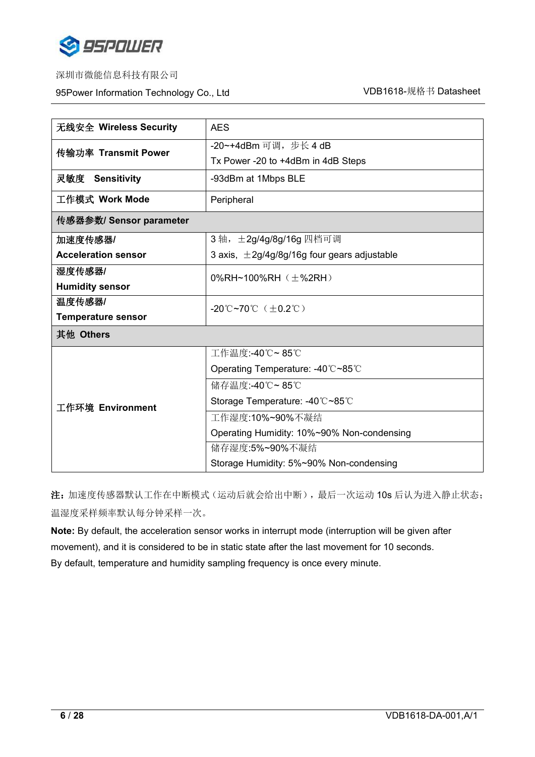| | |
|---|---|
| **无线安全 Wireless Security** | AES |
| **传输功率 Transmit Power** | -20~+4dBm 可调，步长 4 dB<br>Tx Power -20 to +4dBm in 4dB Steps |
| **灵敏度 Sensitivity** | -93dBm at 1Mbps BLE |
| **工作模式 Work Mode** | Peripheral |
| **传感器参数/ Sensor parameter** | |
| **加速度传感器/<br>Acceleration sensor** | 3 轴，±2g/4g/8g/16g 四档可调<br>3 axis, ±2g/4g/8g/16g four gears adjustable |
| **湿度传感器/<br>Humidity sensor** | 0%RH~100%RH（±%2RH） |
| **温度传感器/<br>Temperature sensor** | -20℃~70℃（±0.2℃） |
| **其他 Others** | |
| **工作环境 Environment** | 工作温度:-40℃~ 85℃<br>Operating Temperature: -40℃~85℃ |
| | 储存温度:-40℃~ 85℃<br>Storage Temperature: -40℃~85℃ |
| | 工作湿度:10%~90%不凝结<br>Operating Humidity: 10%~90% Non-condensing |
| | 储存湿度:5%~90%不凝结<br>Storage Humidity: 5%~90% Non-condensing |

**注**：加速度传感器默认工作在中断模式（运动后就会给出中断），最后一次运动 10s 后认为进入静止状态；温湿度采样频率默认每分钟采样一次。

**Note:** By default, the acceleration sensor works in interrupt mode (interruption will be given after movement), and it is considered to be in static state after the last movement for 10 seconds.
By default, temperature and humidity sampling frequency is once every minute.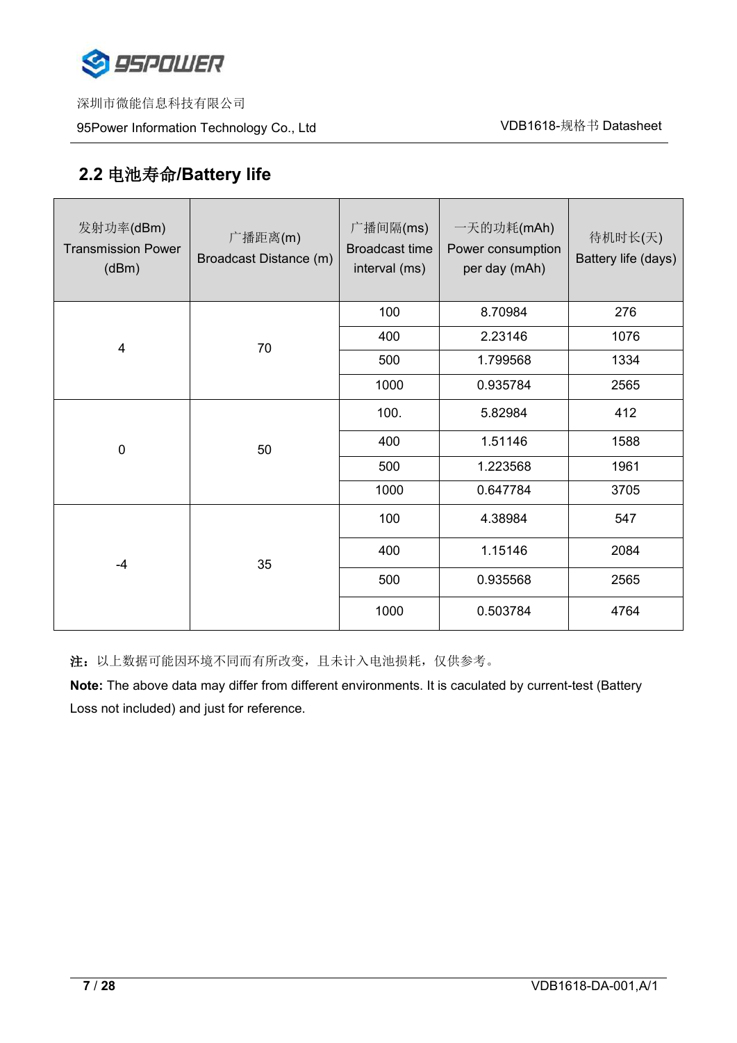## 2.2 电池寿命/Battery life

| 发射功率(dBm) Transmission Power (dBm) | 广播距离(m) Broadcast Distance (m) | 广播间隔(ms) Broadcast time interval (ms) | 一天的功耗(mAh) Power consumption per day (mAh) | 待机时长(天) Battery life (days) |
|---|---|---|---|---|
| 4 | 70 | 100 | 8.70984 | 276 |
| | | 400 | 2.23146 | 1076 |
| | | 500 | 1.799568 | 1334 |
| | | 1000 | 0.935784 | 2565 |
| 0 | 50 | 100. | 5.82984 | 412 |
| | | 400 | 1.51146 | 1588 |
| | | 500 | 1.223568 | 1961 |
| | | 1000 | 0.647784 | 3705 |
| -4 | 35 | 100 | 4.38984 | 547 |
| | | 400 | 1.15146 | 2084 |
| | | 500 | 0.935568 | 2565 |
| | | 1000 | 0.503784 | 4764 |

**注：**以上数据可能因环境不同而有所改变，且未计入电池损耗，仅供参考。

**Note:** The above data may differ from different environments. It is caculated by current-test (Battery Loss not included) and just for reference.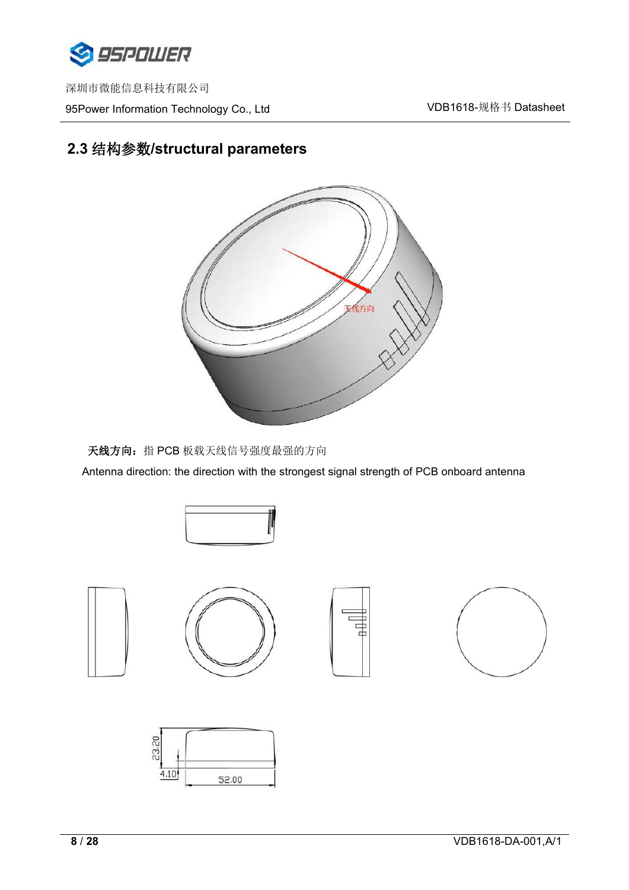## 2.3 结构参数/structural parameters

**天线方向：**指 PCB 板载天线信号强度最强的方向

Antenna direction: the direction with the strongest signal strength of PCB onboard antenna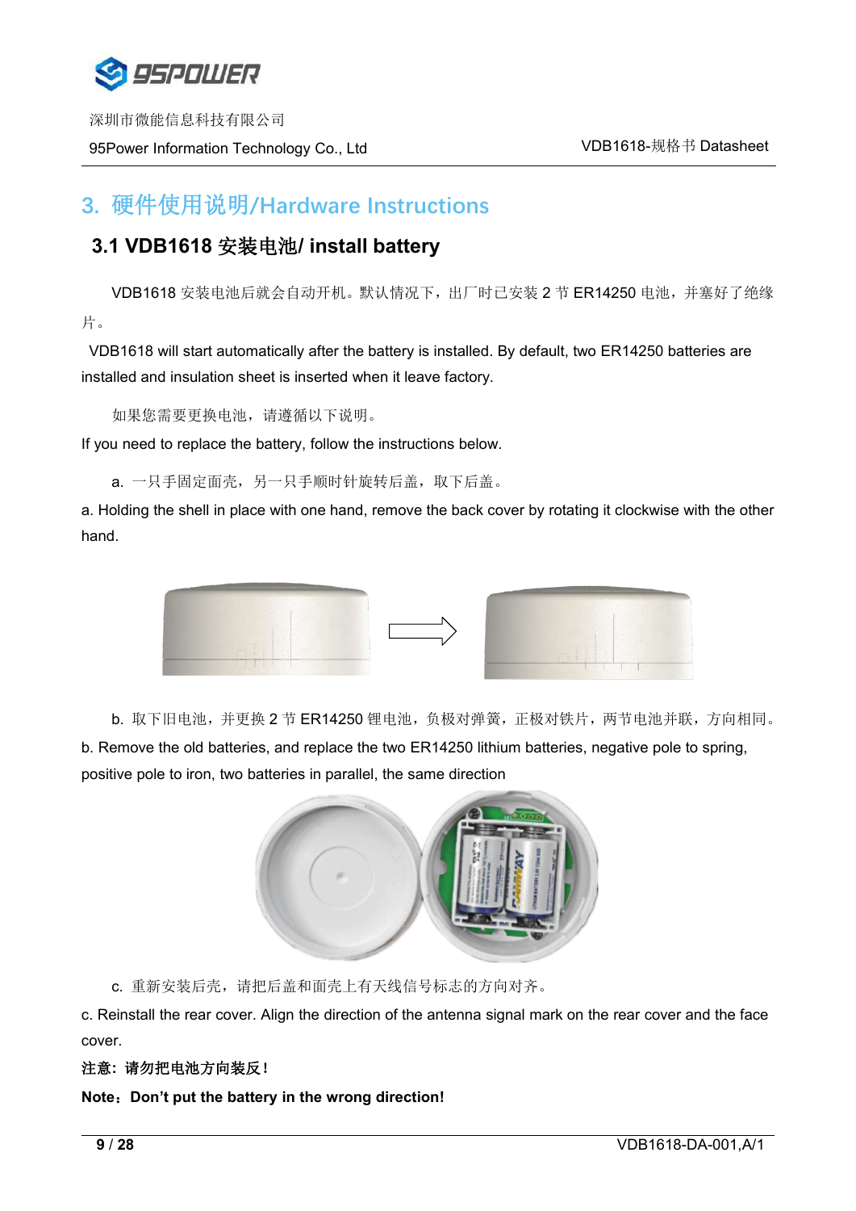## 3. 硬件使用说明/Hardware Instructions

### 3.1 VDB1618 安装电池/ install battery

VDB1618 安装电池后就会自动开机。默认情况下，出厂时已安装 2 节 ER14250 电池，并塞好了绝缘片。

VDB1618 will start automatically after the battery is installed. By default, two ER14250 batteries are installed and insulation sheet is inserted when it leave factory.

如果您需要更换电池，请遵循以下说明。

If you need to replace the battery, follow the instructions below.

a. 一只手固定面壳，另一只手顺时针旋转后盖，取下后盖。

a. Holding the shell in place with one hand, remove the back cover by rotating it clockwise with the other hand.

b. 取下旧电池，并更换 2 节 ER14250 锂电池，负极对弹簧，正极对铁片，两节电池并联，方向相同。

b. Remove the old batteries, and replace the two ER14250 lithium batteries, negative pole to spring, positive pole to iron, two batteries in parallel, the same direction

c. 重新安装后壳，请把后盖和面壳上有天线信号标志的方向对齐。

c. Reinstall the rear cover. Align the direction of the antenna signal mark on the rear cover and the face cover.

**注意：请勿把电池方向装反！**

**Note：Don't put the battery in the wrong direction!**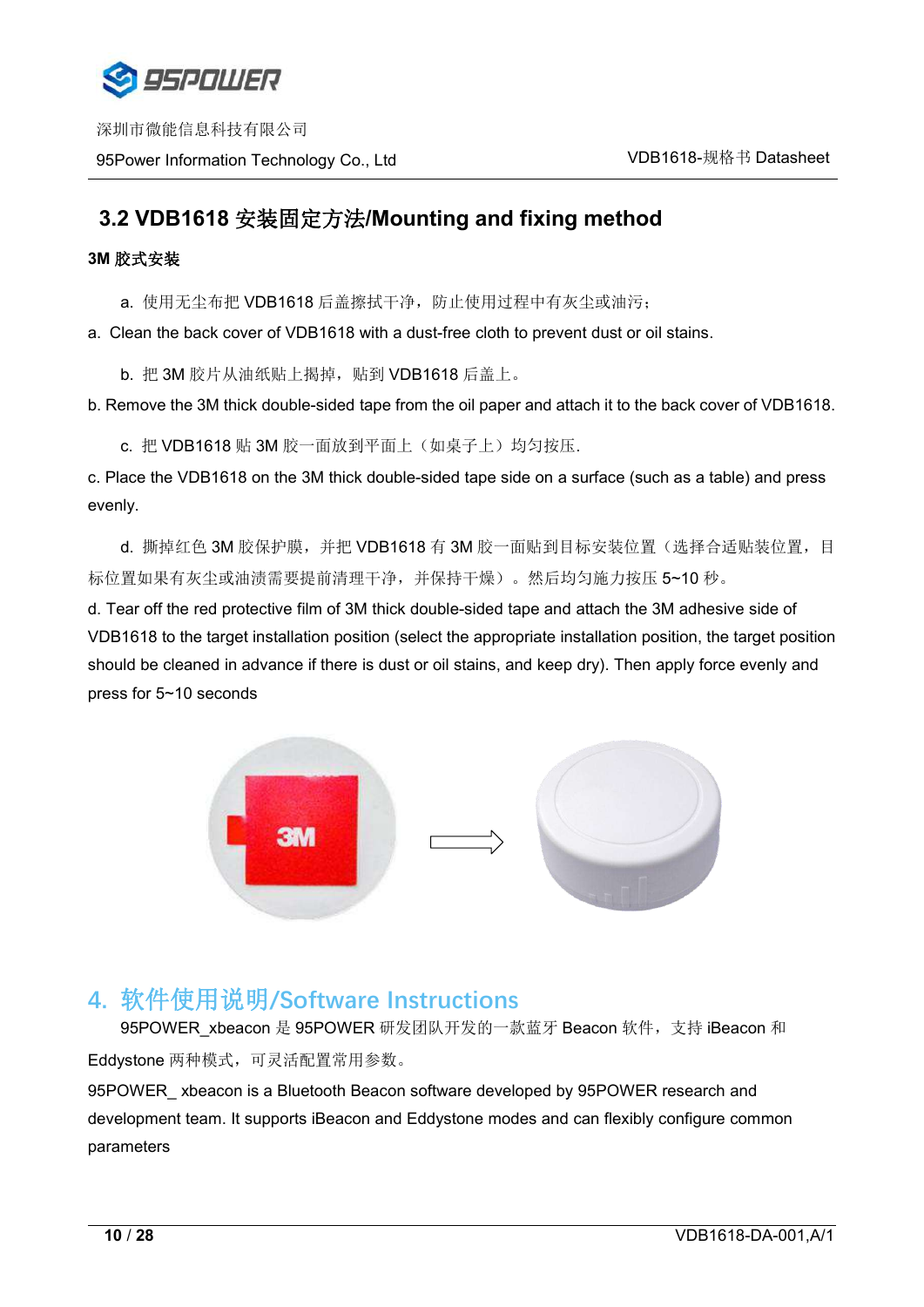## 3.2 VDB1618 安装固定方法/Mounting and fixing method

**3M 胶式安装**

a. 使用无尘布把 VDB1618 后盖擦拭干净，防止使用过程中有灰尘或油污；

a. Clean the back cover of VDB1618 with a dust-free cloth to prevent dust or oil stains.

b. 把 3M 胶片从油纸贴上揭掉，贴到 VDB1618 后盖上。

b. Remove the 3M thick double-sided tape from the oil paper and attach it to the back cover of VDB1618.

c. 把 VDB1618 贴 3M 胶一面放到平面上（如桌子上）均匀按压.

c. Place the VDB1618 on the 3M thick double-sided tape side on a surface (such as a table) and press evenly.

d. 撕掉红色 3M 胶保护膜，并把 VDB1618 有 3M 胶一面贴到目标安装位置（选择合适贴装位置，目标位置如果有灰尘或油渍需要提前清理干净，并保持干燥）。然后均匀施力按压 5~10 秒。

d. Tear off the red protective film of 3M thick double-sided tape and attach the 3M adhesive side of VDB1618 to the target installation position (select the appropriate installation position, the target position should be cleaned in advance if there is dust or oil stains, and keep dry). Then apply force evenly and press for 5~10 seconds

# 4. 软件使用说明/Software Instructions

95POWER_xbeacon 是 95POWER 研发团队开发的一款蓝牙 Beacon 软件，支持 iBeacon 和 Eddystone 两种模式，可灵活配置常用参数。

95POWER_ xbeacon is a Bluetooth Beacon software developed by 95POWER research and development team. It supports iBeacon and Eddystone modes and can flexibly configure common parameters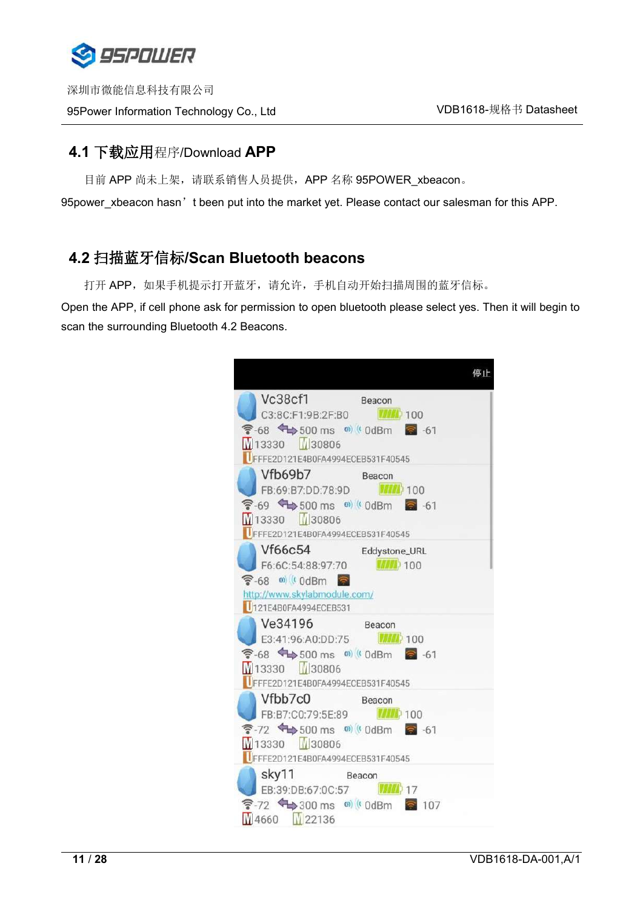## 4.1 下载应用程序/Download APP

目前 APP 尚未上架，请联系销售人员提供，APP 名称 95POWER_xbeacon。

95power_xbeacon hasn’t been put into the market yet. Please contact our salesman for this APP.

## 4.2 扫描蓝牙信标/Scan Bluetooth beacons

打开 APP，如果手机提示打开蓝牙，请允许，手机自动开始扫描周围的蓝牙信标。

Open the APP, if cell phone ask for permission to open bluetooth please select yes. Then it will begin to scan the surrounding Bluetooth 4.2 Beacons.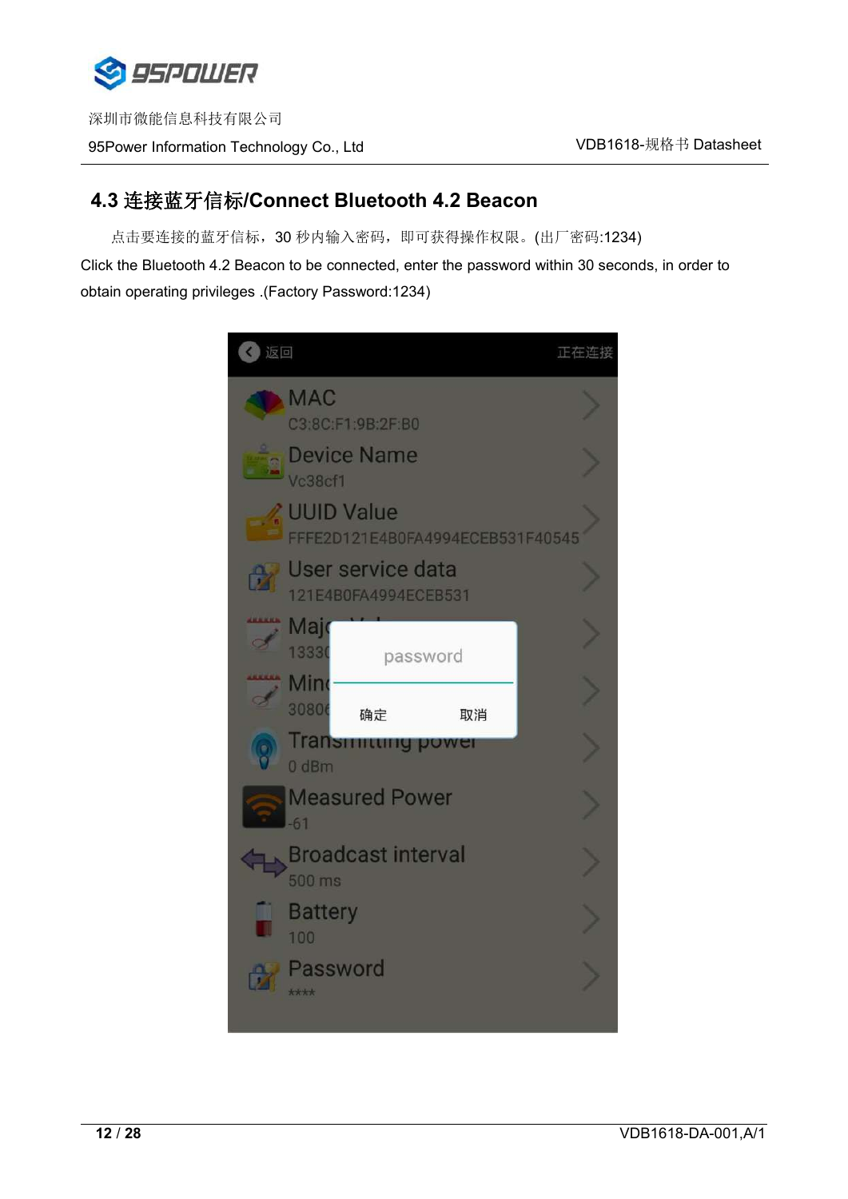## 4.3 连接蓝牙信标/Connect Bluetooth 4.2 Beacon

点击要连接的蓝牙信标，30 秒内输入密码，即可获得操作权限。(出厂密码:1234)

Click the Bluetooth 4.2 Beacon to be connected, enter the password within 30 seconds, in order to obtain operating privileges .(Factory Password:1234)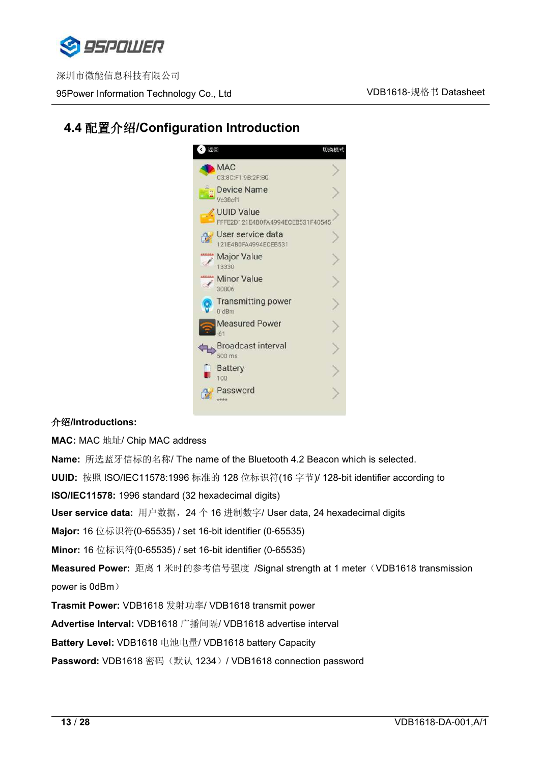## 4.4 配置介绍/Configuration Introduction

**介绍/Introductions:**

**MAC:** MAC 地址/ Chip MAC address

**Name:** 所选蓝牙信标的名称/ The name of the Bluetooth 4.2 Beacon which is selected.

**UUID:** 按照 ISO/IEC11578:1996 标准的 128 位标识符(16 字节)/ 128-bit identifier according to **ISO/IEC11578:** 1996 standard (32 hexadecimal digits)

**User service data:** 用户数据，24 个 16 进制数字/ User data, 24 hexadecimal digits

**Major:** 16 位标识符(0-65535) / set 16-bit identifier (0-65535)

**Minor:** 16 位标识符(0-65535) / set 16-bit identifier (0-65535)

**Measured Power:** 距离 1 米时的参考信号强度 /Signal strength at 1 meter（VDB1618 transmission power is 0dBm）

**Trasmit Power:** VDB1618 发射功率/ VDB1618 transmit power

**Advertise Interval:** VDB1618 广播间隔/ VDB1618 advertise interval

**Battery Level:** VDB1618 电池电量/ VDB1618 battery Capacity

**Password:** VDB1618 密码（默认 1234）/ VDB1618 connection password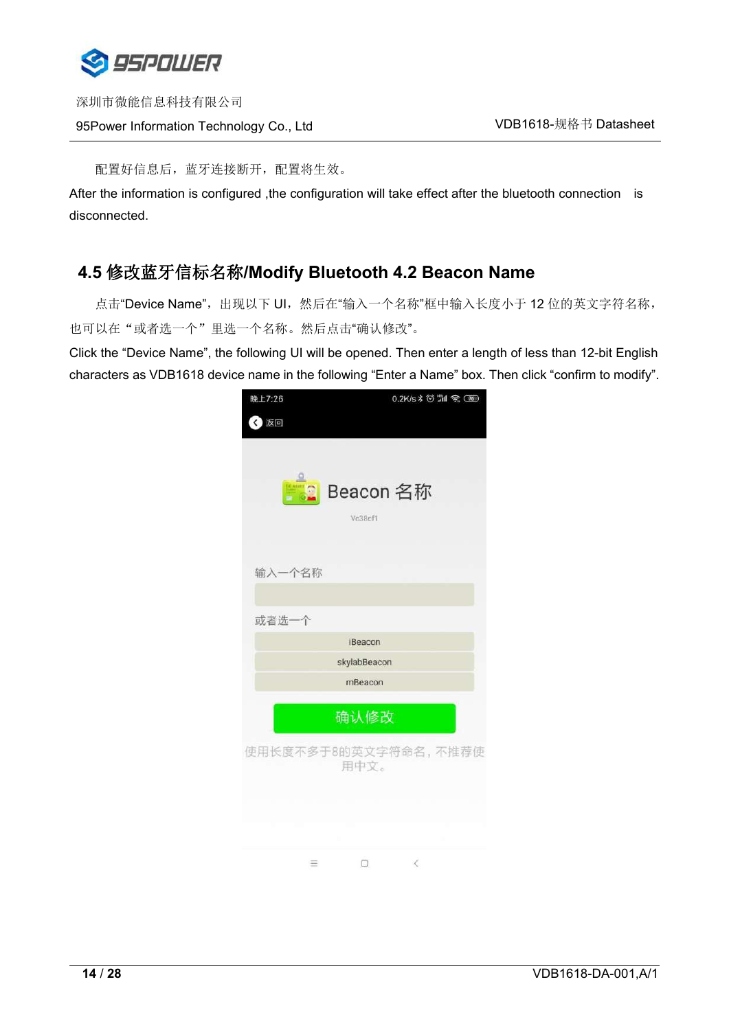配置好信息后，蓝牙连接断开，配置将生效。

After the information is configured ,the configuration will take effect after the bluetooth connection is disconnected.

## 4.5 修改蓝牙信标名称/Modify Bluetooth 4.2 Beacon Name

点击“Device Name”，出现以下 UI，然后在“输入一个名称”框中输入长度小于 12 位的英文字符名称，也可以在“或者选一个”里选一个名称。然后点击“确认修改”。

Click the “Device Name”, the following UI will be opened. Then enter a length of less than 12-bit English characters as VDB1618 device name in the following “Enter a Name” box. Then click “confirm to modify”.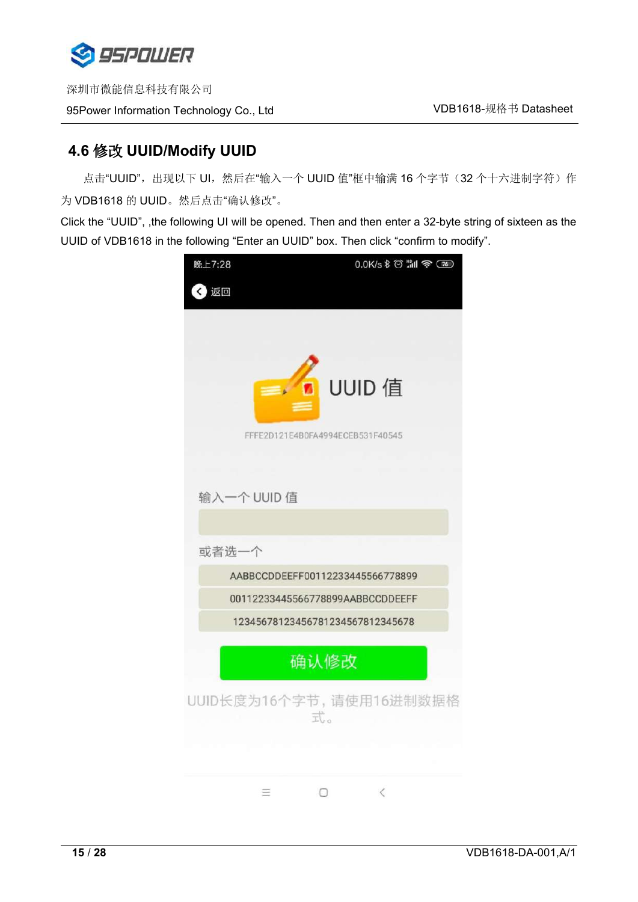## 4.6 修改 UUID/Modify UUID

点击“UUID”，出现以下 UI，然后在“输入一个 UUID 值”框中输满 16 个字节（32 个十六进制字符）作为 VDB1618 的 UUID。然后点击“确认修改”。

Click the “UUID”, ,the following UI will be opened. Then and then enter a 32-byte string of sixteen as the UUID of VDB1618 in the following “Enter an UUID” box. Then click “confirm to modify”.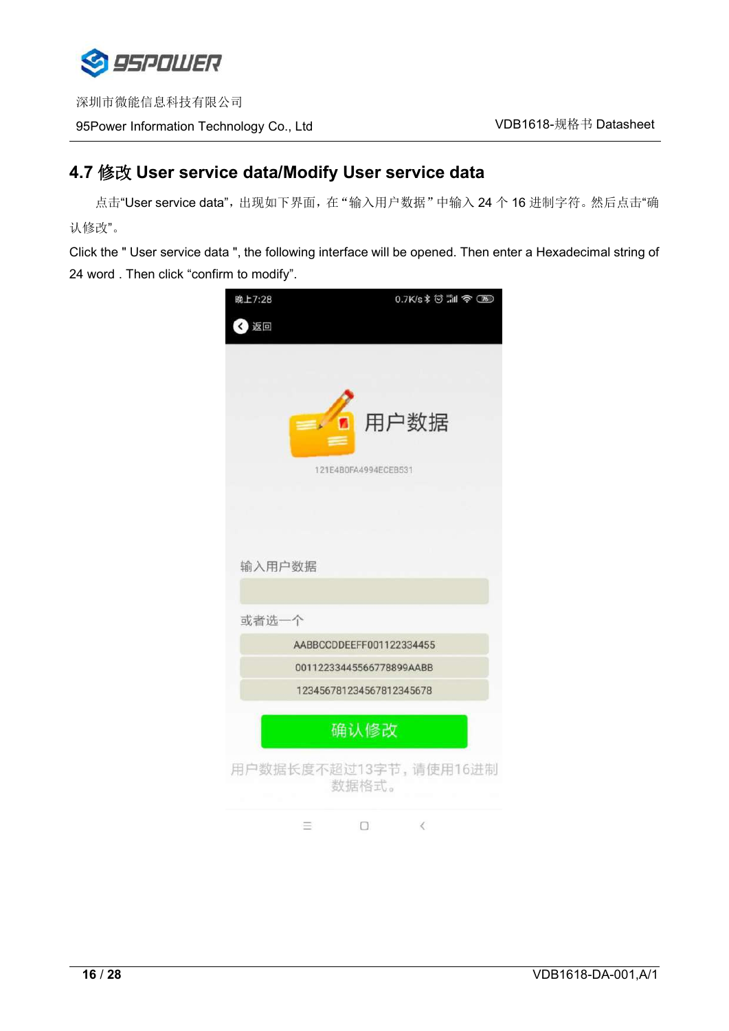## 4.7 修改 User service data/Modify User service data

点击"User service data"，出现如下界面，在"输入用户数据"中输入 24 个 16 进制字符。然后点击"确认修改"。

Click the " User service data ", the following interface will be opened. Then enter a Hexadecimal string of 24 word . Then click "confirm to modify".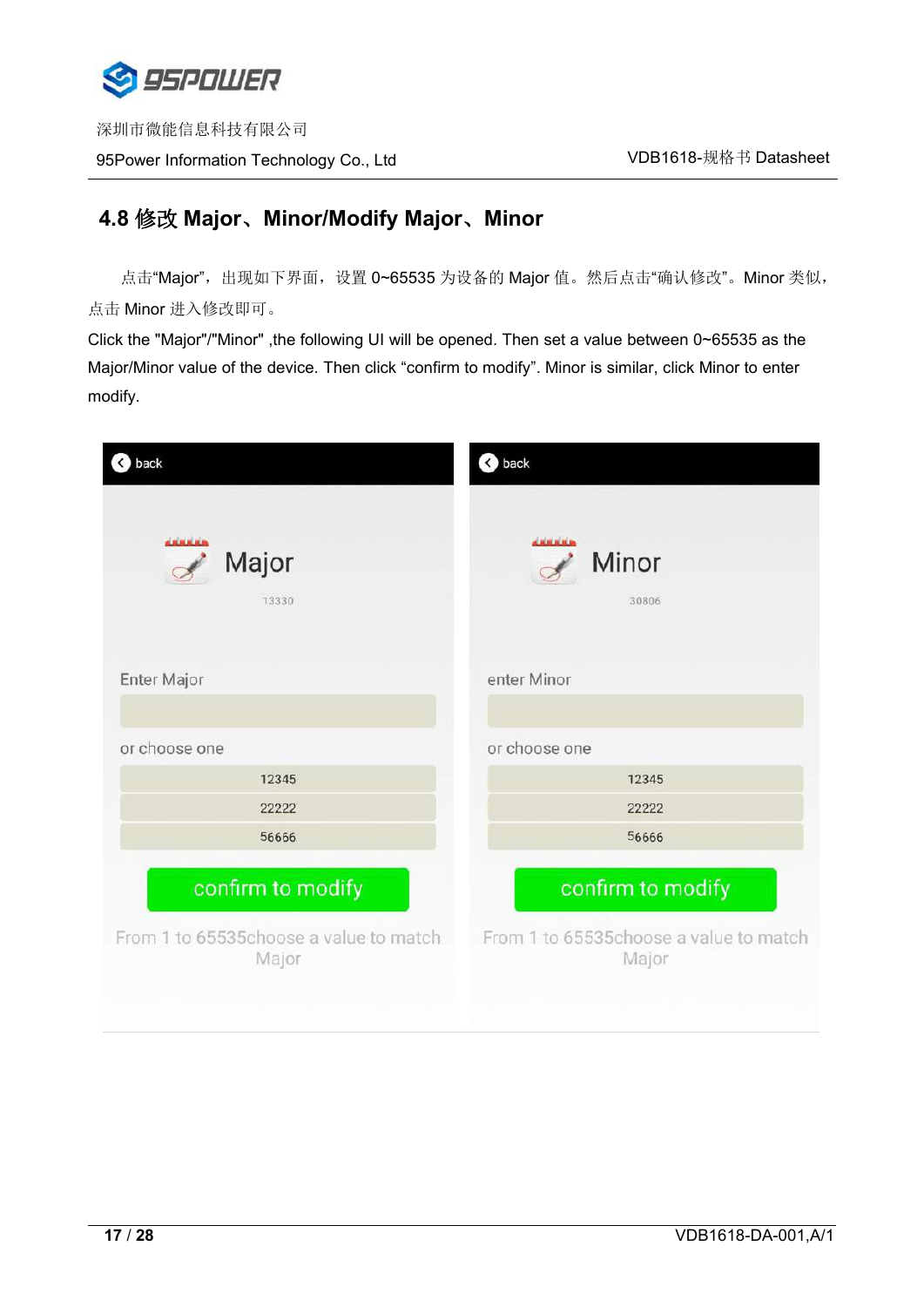## 4.8 修改 Major、Minor/Modify Major、Minor

点击“Major”，出现如下界面，设置 0~65535 为设备的 Major 值。然后点击“确认修改”。Minor 类似，点击 Minor 进入修改即可。

Click the "Major"/"Minor" ,the following UI will be opened. Then set a value between 0~65535 as the Major/Minor value of the device. Then click “confirm to modify”. Minor is similar, click Minor to enter modify.

back

Major

13330

Enter Major

or choose one

12345

22222

56666

confirm to modify

From 1 to 65535choose a value to match Major

back

Minor

30806

enter Minor

or choose one

12345

22222

56666

confirm to modify

From 1 to 65535choose a value to match Major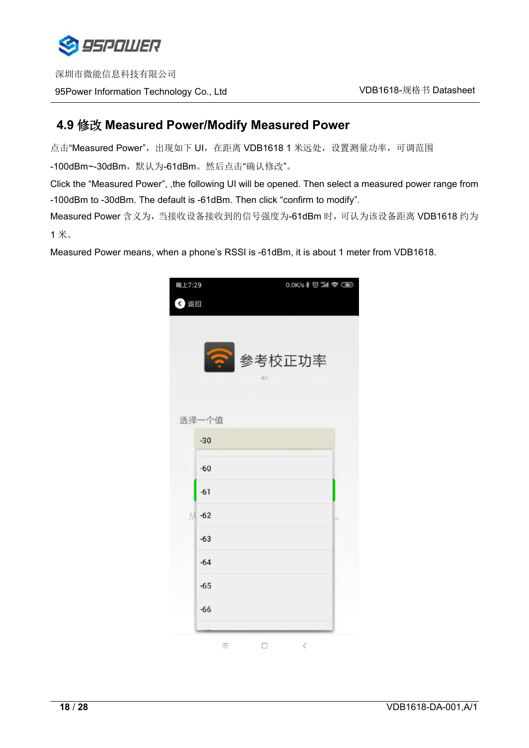## 4.9 修改 Measured Power/Modify Measured Power

点击“Measured Power”，出现如下 UI，在距离 VDB1618 1 米远处，设置测量功率，可调范围 -100dBm~-30dBm，默认为-61dBm。然后点击“确认修改”。

Click the “Measured Power”, ,the following UI will be opened. Then select a measured power range from -100dBm to -30dBm. The default is -61dBm. Then click “confirm to modify”.

Measured Power 含义为，当接收设备接收到的信号强度为-61dBm 时，可认为该设备距离 VDB1618 约为 1 米。

Measured Power means, when a phone’s RSSI is -61dBm, it is about 1 meter from VDB1618.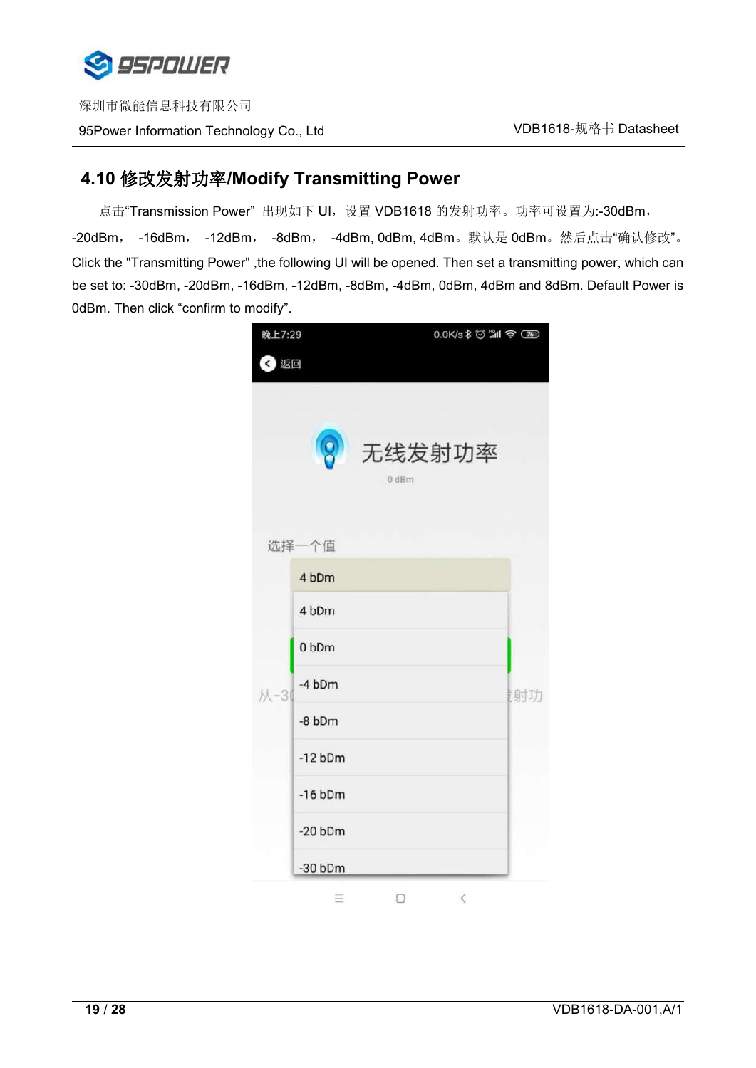## 4.10 修改发射功率/Modify Transmitting Power

点击"Transmission Power" 出现如下 UI，设置 VDB1618 的发射功率。功率可设置为:-30dBm，-20dBm， -16dBm， -12dBm， -8dBm， -4dBm, 0dBm, 4dBm。默认是 0dBm。然后点击"确认修改"。

Click the "Transmitting Power" ,the following UI will be opened. Then set a transmitting power, which can be set to: -30dBm, -20dBm, -16dBm, -12dBm, -8dBm, -4dBm, 0dBm, 4dBm and 8dBm. Default Power is 0dBm. Then click "confirm to modify".

晚上7:29 0.0K/s

返回

无线发射功率

0 dBm

选择一个值

4 bDm

4 bDm

0 bDm

-4 bDm

-8 bDm

-12 bDm

-16 bDm

-20 bDm

-30 bDm

从-3 射功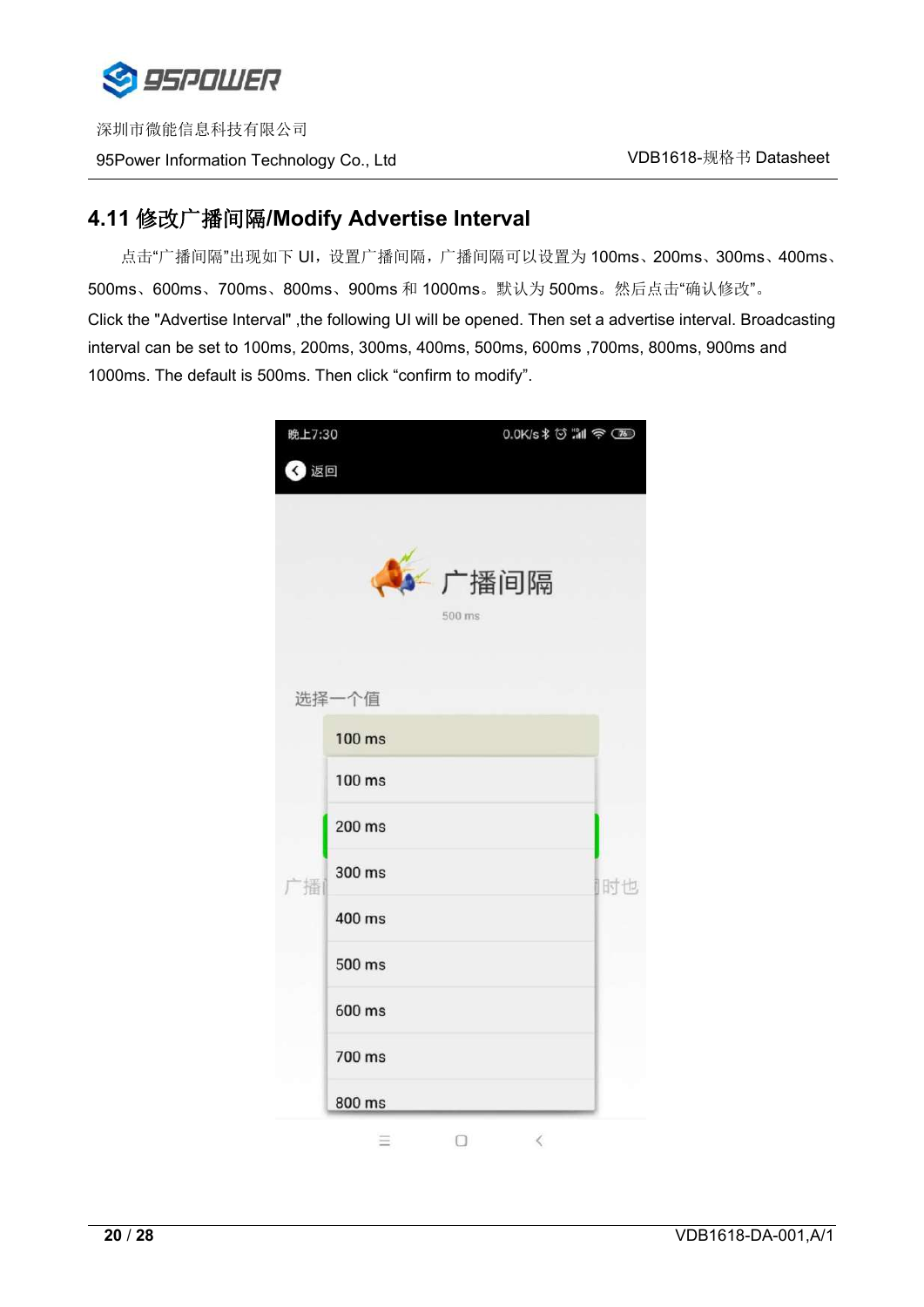## 4.11 修改广播间隔/Modify Advertise Interval

点击"广播间隔"出现如下 UI，设置广播间隔，广播间隔可以设置为 100ms、200ms、300ms、400ms、500ms、600ms、700ms、800ms、900ms 和 1000ms。默认为 500ms。然后点击"确认修改"。

Click the "Advertise Interval" ,the following UI will be opened. Then set a advertise interval. Broadcasting interval can be set to 100ms, 200ms, 300ms, 400ms, 500ms, 600ms ,700ms, 800ms, 900ms and 1000ms. The default is 500ms. Then click "confirm to modify".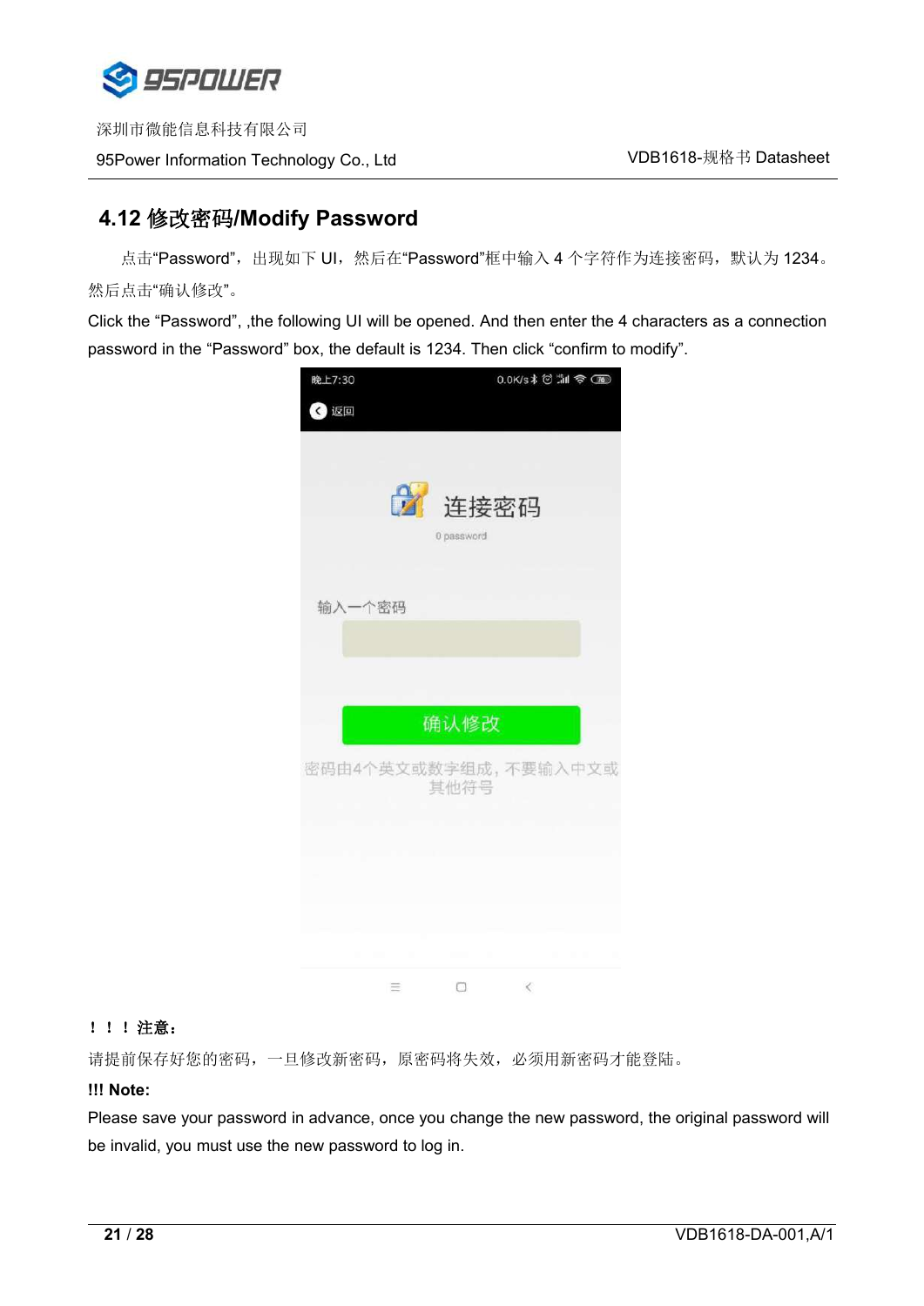## 4.12 修改密码/Modify Password

点击“Password”，出现如下 UI，然后在“Password”框中输入 4 个字符作为连接密码，默认为 1234。然后点击“确认修改”。

Click the “Password”, ,the following UI will be opened. And then enter the 4 characters as a connection password in the “Password” box, the default is 1234. Then click “confirm to modify”.

**！！！注意：**

请提前保存好您的密码，一旦修改新密码，原密码将失效，必须用新密码才能登陆。

**!!! Note:**

Please save your password in advance, once you change the new password, the original password will be invalid, you must use the new password to log in.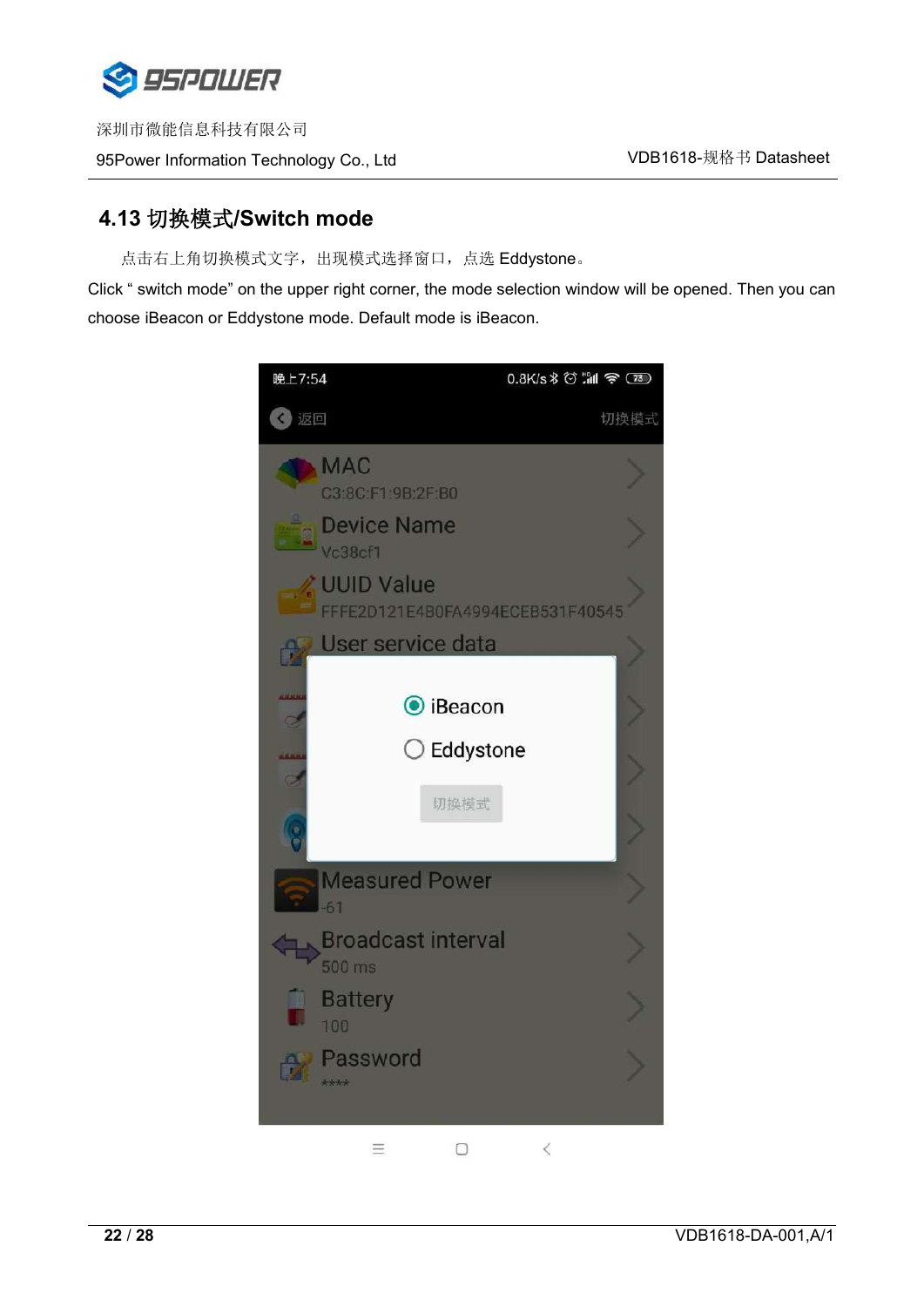## 4.13 切换模式/Switch mode

点击右上角切换模式文字，出现模式选择窗口，点选 Eddystone。

Click “ switch mode” on the upper right corner, the mode selection window will be opened. Then you can choose iBeacon or Eddystone mode. Default mode is iBeacon.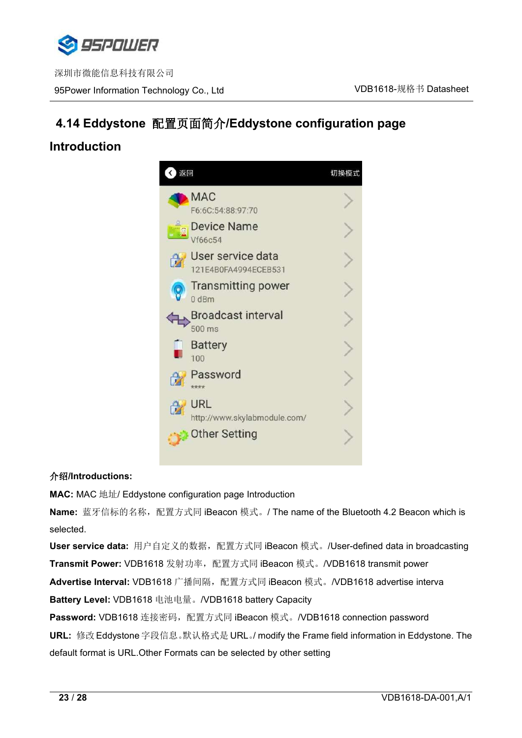## 4.14 Eddystone 配置页面简介/Eddystone configuration page Introduction

**介绍/Introductions:**

**MAC:** MAC 地址/ Eddystone configuration page Introduction

**Name:** 蓝牙信标的名称，配置方式同 iBeacon 模式。/ The name of the Bluetooth 4.2 Beacon which is selected.

**User service data:** 用户自定义的数据，配置方式同 iBeacon 模式。/User-defined data in broadcasting

**Transmit Power:** VDB1618 发射功率，配置方式同 iBeacon 模式。/VDB1618 transmit power

**Advertise Interval:** VDB1618 广播间隔，配置方式同 iBeacon 模式。/VDB1618 advertise interva

**Battery Level:** VDB1618 电池电量。/VDB1618 battery Capacity

**Password:** VDB1618 连接密码，配置方式同 iBeacon 模式。/VDB1618 connection password

**URL:** 修改 Eddystone 字段信息。默认格式是 URL。/ modify the Frame field information in Eddystone. The default format is URL.Other Formats can be selected by other setting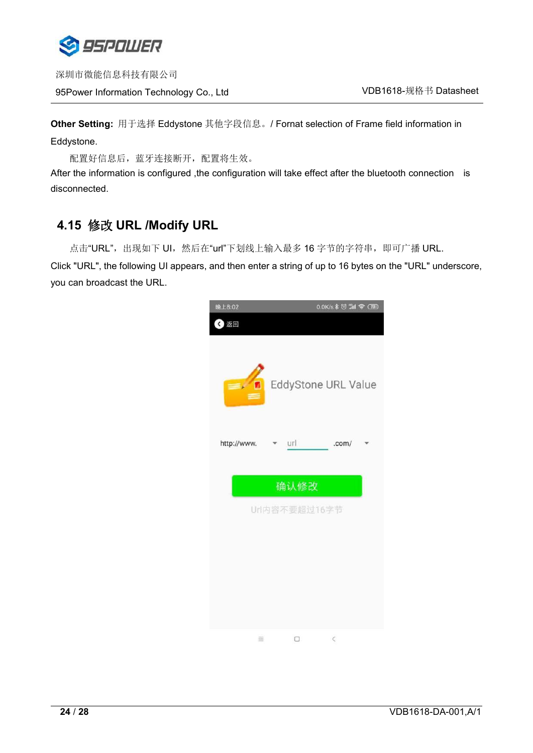**Other Setting:** 用于选择 Eddystone 其他字段信息。/ Fornat selection of Frame field information in Eddystone.

配置好信息后，蓝牙连接断开，配置将生效。

After the information is configured ,the configuration will take effect after the bluetooth connection is disconnected.

## 4.15 修改 URL /Modify URL

点击“URL”，出现如下 UI，然后在“url”下划线上输入最多 16 字节的字符串，即可广播 URL.

Click "URL", the following UI appears, and then enter a string of up to 16 bytes on the "URL" underscore, you can broadcast the URL.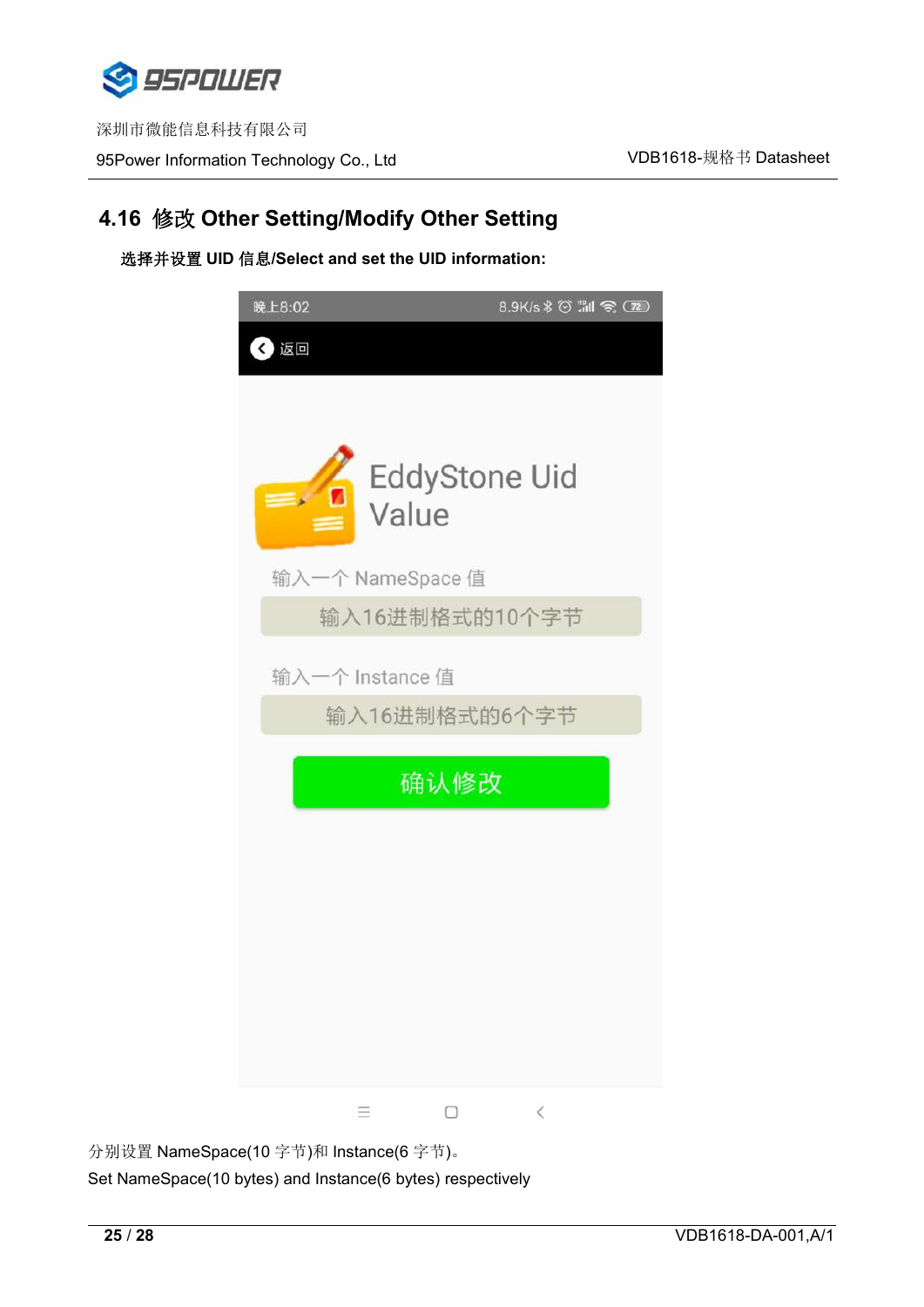## 4.16 修改 Other Setting/Modify Other Setting

**选择并设置 UID 信息/Select and set the UID information:**

分别设置 NameSpace(10 字节)和 Instance(6 字节)。

Set NameSpace(10 bytes) and Instance(6 bytes) respectively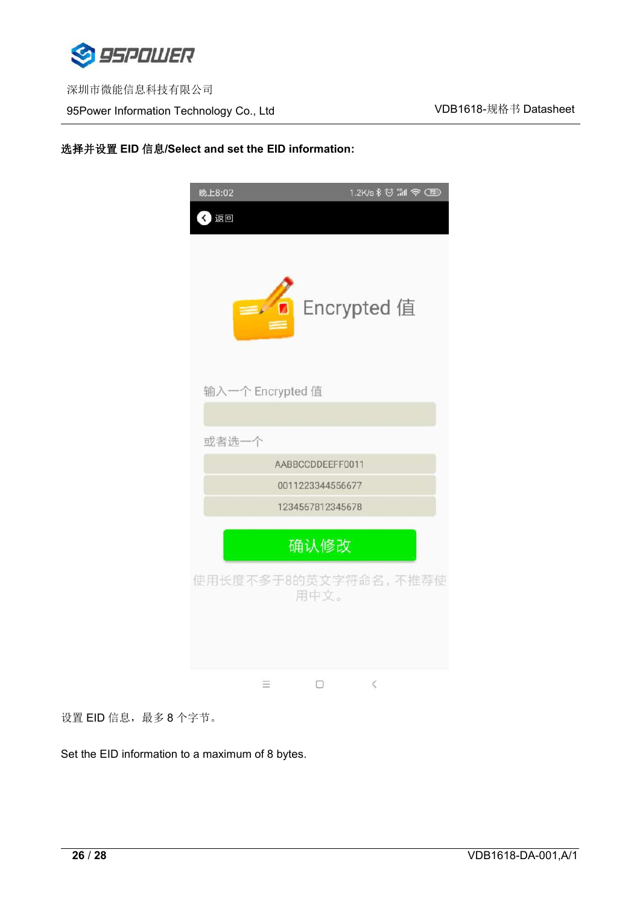**选择并设置 EID 信息/Select and set the EID information:**

设置 EID 信息，最多 8 个字节。

Set the EID information to a maximum of 8 bytes.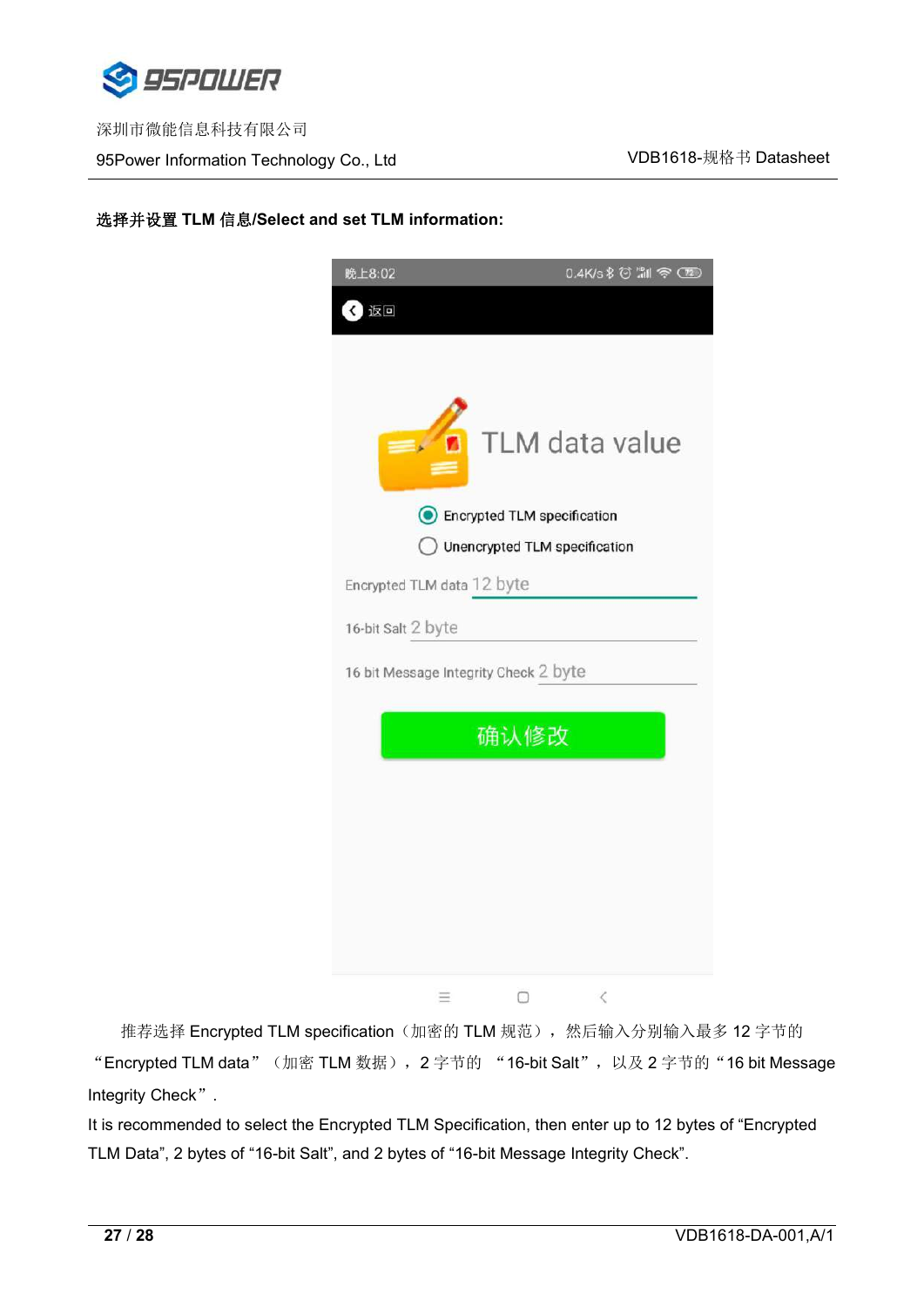**选择并设置 TLM 信息/Select and set TLM information:**

推荐选择 Encrypted TLM specification（加密的 TLM 规范），然后输入分别输入最多 12 字节的“Encrypted TLM data”（加密 TLM 数据），2 字节的 “16-bit Salt”，以及 2 字节的“16 bit Message Integrity Check”.

It is recommended to select the Encrypted TLM Specification, then enter up to 12 bytes of “Encrypted TLM Data”, 2 bytes of “16-bit Salt”, and 2 bytes of “16-bit Message Integrity Check”.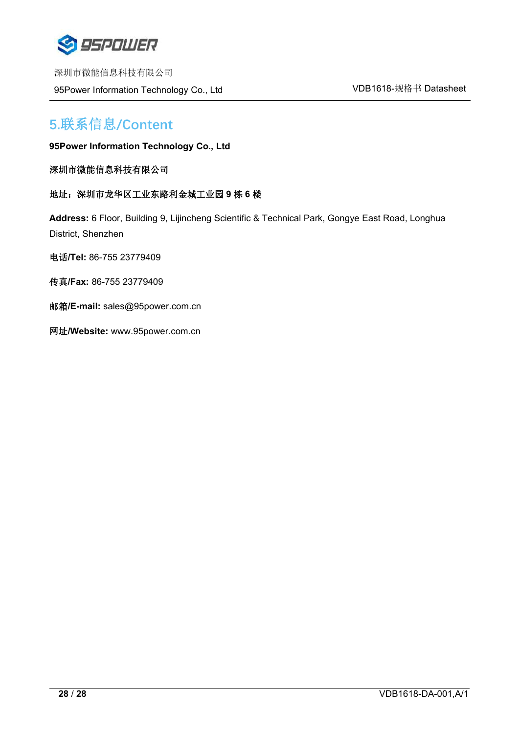## 5.联系信息/Content

**95Power Information Technology Co., Ltd**

**深圳市微能信息科技有限公司**

**地址：深圳市龙华区工业东路利金城工业园 9 栋 6 楼**

**Address:** 6 Floor, Building 9, Lijincheng Scientific & Technical Park, Gongye East Road, Longhua District, Shenzhen

**电话/Tel:** 86-755 23779409

**传真/Fax:** 86-755 23779409

**邮箱/E-mail:** sales@95power.com.cn

**网址/Website:** www.95power.com.cn